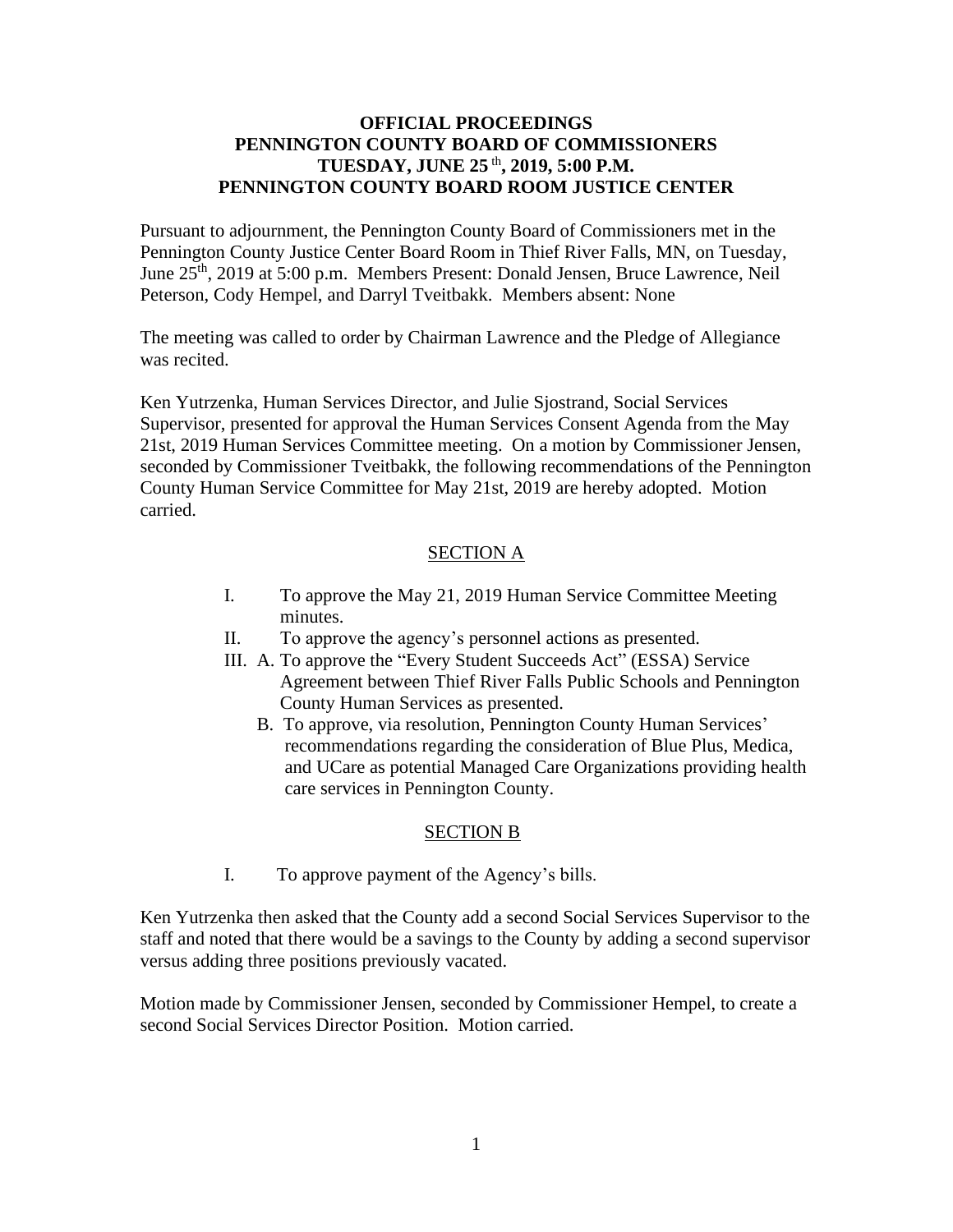**OFFICIAL PROCEEDINGS**
**PENNINGTON COUNTY BOARD OF COMMISSIONERS**
**TUESDAY, JUNE 25th, 2019, 5:00 P.M.**
**PENNINGTON COUNTY BOARD ROOM JUSTICE CENTER**

Pursuant to adjournment, the Pennington County Board of Commissioners met in the Pennington County Justice Center Board Room in Thief River Falls, MN, on Tuesday, June 25th, 2019 at 5:00 p.m. Members Present: Donald Jensen, Bruce Lawrence, Neil Peterson, Cody Hempel, and Darryl Tveitbakk. Members absent: None

The meeting was called to order by Chairman Lawrence and the Pledge of Allegiance was recited.

Ken Yutrzenka, Human Services Director, and Julie Sjostrand, Social Services Supervisor, presented for approval the Human Services Consent Agenda from the May 21st, 2019 Human Services Committee meeting. On a motion by Commissioner Jensen, seconded by Commissioner Tveitbakk, the following recommendations of the Pennington County Human Service Committee for May 21st, 2019 are hereby adopted. Motion carried.

SECTION A

I. To approve the May 21, 2019 Human Service Committee Meeting minutes.

II. To approve the agency's personnel actions as presented.

III. A. To approve the "Every Student Succeeds Act" (ESSA) Service Agreement between Thief River Falls Public Schools and Pennington County Human Services as presented.

B. To approve, via resolution, Pennington County Human Services' recommendations regarding the consideration of Blue Plus, Medica, and UCare as potential Managed Care Organizations providing health care services in Pennington County.

SECTION B

I. To approve payment of the Agency's bills.

Ken Yutrzenka then asked that the County add a second Social Services Supervisor to the staff and noted that there would be a savings to the County by adding a second supervisor versus adding three positions previously vacated.

Motion made by Commissioner Jensen, seconded by Commissioner Hempel, to create a second Social Services Director Position. Motion carried.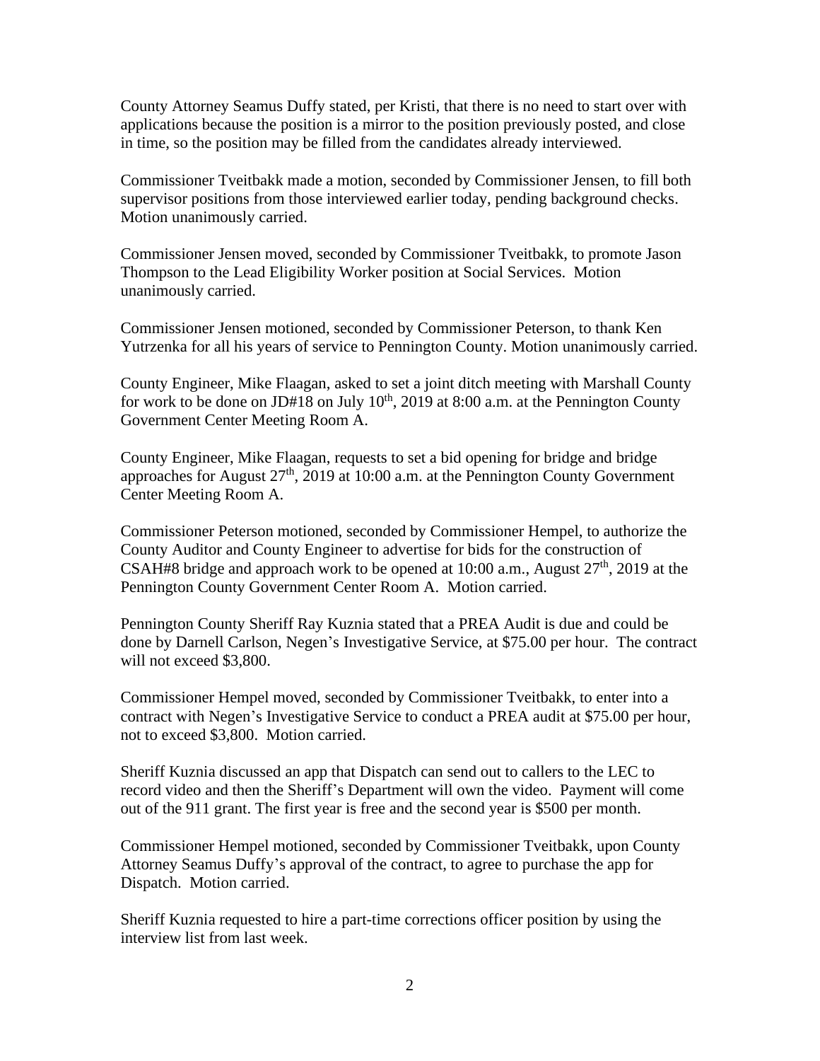County Attorney Seamus Duffy stated, per Kristi, that there is no need to start over with applications because the position is a mirror to the position previously posted, and close in time, so the position may be filled from the candidates already interviewed.

Commissioner Tveitbakk made a motion, seconded by Commissioner Jensen, to fill both supervisor positions from those interviewed earlier today, pending background checks. Motion unanimously carried.

Commissioner Jensen moved, seconded by Commissioner Tveitbakk, to promote Jason Thompson to the Lead Eligibility Worker position at Social Services. Motion unanimously carried.

Commissioner Jensen motioned, seconded by Commissioner Peterson, to thank Ken Yutrzenka for all his years of service to Pennington County. Motion unanimously carried.

County Engineer, Mike Flaagan, asked to set a joint ditch meeting with Marshall County for work to be done on JD#18 on July 10th, 2019 at 8:00 a.m. at the Pennington County Government Center Meeting Room A.

County Engineer, Mike Flaagan, requests to set a bid opening for bridge and bridge approaches for August 27th, 2019 at 10:00 a.m. at the Pennington County Government Center Meeting Room A.

Commissioner Peterson motioned, seconded by Commissioner Hempel, to authorize the County Auditor and County Engineer to advertise for bids for the construction of CSAH#8 bridge and approach work to be opened at 10:00 a.m., August 27th, 2019 at the Pennington County Government Center Room A. Motion carried.

Pennington County Sheriff Ray Kuznia stated that a PREA Audit is due and could be done by Darnell Carlson, Negen's Investigative Service, at $75.00 per hour. The contract will not exceed $3,800.

Commissioner Hempel moved, seconded by Commissioner Tveitbakk, to enter into a contract with Negen's Investigative Service to conduct a PREA audit at $75.00 per hour, not to exceed $3,800. Motion carried.

Sheriff Kuznia discussed an app that Dispatch can send out to callers to the LEC to record video and then the Sheriff's Department will own the video. Payment will come out of the 911 grant. The first year is free and the second year is $500 per month.

Commissioner Hempel motioned, seconded by Commissioner Tveitbakk, upon County Attorney Seamus Duffy's approval of the contract, to agree to purchase the app for Dispatch. Motion carried.

Sheriff Kuznia requested to hire a part-time corrections officer position by using the interview list from last week.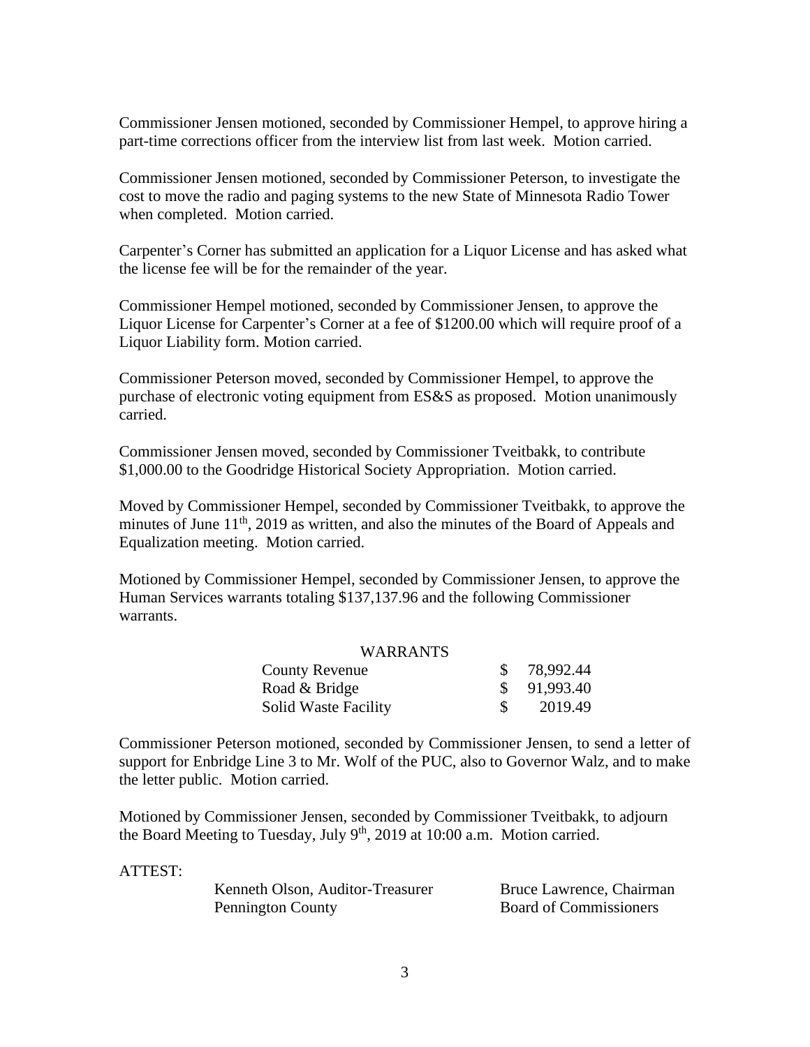Commissioner Jensen motioned, seconded by Commissioner Hempel, to approve hiring a part-time corrections officer from the interview list from last week. Motion carried.

Commissioner Jensen motioned, seconded by Commissioner Peterson, to investigate the cost to move the radio and paging systems to the new State of Minnesota Radio Tower when completed. Motion carried.

Carpenter's Corner has submitted an application for a Liquor License and has asked what the license fee will be for the remainder of the year.

Commissioner Hempel motioned, seconded by Commissioner Jensen, to approve the Liquor License for Carpenter's Corner at a fee of $1200.00 which will require proof of a Liquor Liability form. Motion carried.

Commissioner Peterson moved, seconded by Commissioner Hempel, to approve the purchase of electronic voting equipment from ES&S as proposed. Motion unanimously carried.

Commissioner Jensen moved, seconded by Commissioner Tveitbakk, to contribute $1,000.00 to the Goodridge Historical Society Appropriation. Motion carried.

Moved by Commissioner Hempel, seconded by Commissioner Tveitbakk, to approve the minutes of June 11th, 2019 as written, and also the minutes of the Board of Appeals and Equalization meeting. Motion carried.

Motioned by Commissioner Hempel, seconded by Commissioner Jensen, to approve the Human Services warrants totaling $137,137.96 and the following Commissioner warrants.

| WARRANTS | |
|---|---|
| County Revenue | $ 78,992.44 |
| Road & Bridge | $ 91,993.40 |
| Solid Waste Facility | $ 2019.49 |

Commissioner Peterson motioned, seconded by Commissioner Jensen, to send a letter of support for Enbridge Line 3 to Mr. Wolf of the PUC, also to Governor Walz, and to make the letter public. Motion carried.

Motioned by Commissioner Jensen, seconded by Commissioner Tveitbakk, to adjourn the Board Meeting to Tuesday, July 9th, 2019 at 10:00 a.m. Motion carried.

ATTEST:

Kenneth Olson, Auditor-Treasurer
Pennington County

Bruce Lawrence, Chairman
Board of Commissioners